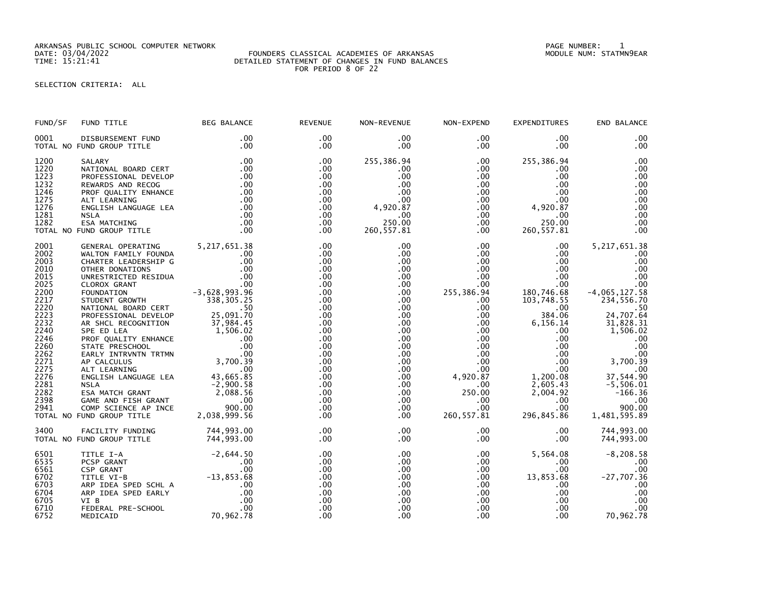ARKANSAS PUBLIC SCHOOL COMPUTER NETWORK
DATE: 03/04/2022
TIME: 15:21:41

FOUNDERS CLASSICAL ACADEMIES OF ARKANSAS
DETAILED STATEMENT OF CHANGES IN FUND BALANCES
FOR PERIOD 8 OF 22

PAGE NUMBER: 1
MODULE NUM: STATMN9EAR

SELECTION CRITERIA: ALL

| FUND/SF | FUND TITLE | BEG BALANCE | REVENUE | NON-REVENUE | NON-EXPEND | EXPENDITURES | END BALANCE |
|---|---|---|---|---|---|---|---|
| 0001 | DISBURSEMENT FUND | .00 | .00 | .00 | .00 | .00 | .00 |
| TOTAL NO FUND GROUP TITLE | | .00 | .00 | .00 | .00 | .00 | .00 |
| 1200 | SALARY | .00 | .00 | 255,386.94 | .00 | 255,386.94 | .00 |
| 1220 | NATIONAL BOARD CERT | .00 | .00 | .00 | .00 | .00 | .00 |
| 1223 | PROFESSIONAL DEVELOP | .00 | .00 | .00 | .00 | .00 | .00 |
| 1232 | REWARDS AND RECOG | .00 | .00 | .00 | .00 | .00 | .00 |
| 1246 | PROF QUALITY ENHANCE | .00 | .00 | .00 | .00 | .00 | .00 |
| 1275 | ALT LEARNING | .00 | .00 | .00 | .00 | .00 | .00 |
| 1276 | ENGLISH LANGUAGE LEA | .00 | .00 | 4,920.87 | .00 | 4,920.87 | .00 |
| 1281 | NSLA | .00 | .00 | .00 | .00 | .00 | .00 |
| 1282 | ESA MATCHING | .00 | .00 | 250.00 | .00 | 250.00 | .00 |
| TOTAL NO FUND GROUP TITLE | | .00 | .00 | 260,557.81 | .00 | 260,557.81 | .00 |
| 2001 | GENERAL OPERATING | 5,217,651.38 | .00 | .00 | .00 | .00 | 5,217,651.38 |
| 2002 | WALTON FAMILY FOUNDA | .00 | .00 | .00 | .00 | .00 | .00 |
| 2003 | CHARTER LEADERSHIP G | .00 | .00 | .00 | .00 | .00 | .00 |
| 2010 | OTHER DONATIONS | .00 | .00 | .00 | .00 | .00 | .00 |
| 2015 | UNRESTRICTED RESIDUA | .00 | .00 | .00 | .00 | .00 | .00 |
| 2025 | CLOROX GRANT | .00 | .00 | .00 | .00 | .00 | .00 |
| 2200 | FOUNDATION | -3,628,993.96 | .00 | .00 | 255,386.94 | 180,746.68 | -4,065,127.58 |
| 2217 | STUDENT GROWTH | 338,305.25 | .00 | .00 | .00 | 103,748.55 | 234,556.70 |
| 2220 | NATIONAL BOARD CERT | .50 | .00 | .00 | .00 | .00 | .50 |
| 2223 | PROFESSIONAL DEVELOP | 25,091.70 | .00 | .00 | .00 | 384.06 | 24,707.64 |
| 2232 | AR SHCL RECOGNITION | 37,984.45 | .00 | .00 | .00 | 6,156.14 | 31,828.31 |
| 2240 | SPE ED LEA | 1,506.02 | .00 | .00 | .00 | .00 | 1,506.02 |
| 2246 | PROF QUALITY ENHANCE | .00 | .00 | .00 | .00 | .00 | .00 |
| 2260 | STATE PRESCHOOL | .00 | .00 | .00 | .00 | .00 | .00 |
| 2262 | EARLY INTRVNTN TRTMN | .00 | .00 | .00 | .00 | .00 | .00 |
| 2271 | AP CALCULUS | 3,700.39 | .00 | .00 | .00 | .00 | 3,700.39 |
| 2275 | ALT LEARNING | .00 | .00 | .00 | .00 | .00 | .00 |
| 2276 | ENGLISH LANGUAGE LEA | 43,665.85 | .00 | .00 | 4,920.87 | 1,200.08 | 37,544.90 |
| 2281 | NSLA | -2,900.58 | .00 | .00 | .00 | 2,605.43 | -5,506.01 |
| 2282 | ESA MATCH GRANT | 2,088.56 | .00 | .00 | 250.00 | 2,004.92 | -166.36 |
| 2398 | GAME AND FISH GRANT | .00 | .00 | .00 | .00 | .00 | .00 |
| 2941 | COMP SCIENCE AP INCE | 900.00 | .00 | .00 | .00 | .00 | 900.00 |
| TOTAL NO FUND GROUP TITLE | | 2,038,999.56 | .00 | .00 | 260,557.81 | 296,845.86 | 1,481,595.89 |
| 3400 | FACILITY FUNDING | 744,993.00 | .00 | .00 | .00 | .00 | 744,993.00 |
| TOTAL NO FUND GROUP TITLE | | 744,993.00 | .00 | .00 | .00 | .00 | 744,993.00 |
| 6501 | TITLE I-A | -2,644.50 | .00 | .00 | .00 | 5,564.08 | -8,208.58 |
| 6535 | PCSP GRANT | .00 | .00 | .00 | .00 | .00 | .00 |
| 6561 | CSP GRANT | .00 | .00 | .00 | .00 | .00 | .00 |
| 6702 | TITLE VI-B | -13,853.68 | .00 | .00 | .00 | 13,853.68 | -27,707.36 |
| 6703 | ARP IDEA SPED SCHL A | .00 | .00 | .00 | .00 | .00 | .00 |
| 6704 | ARP IDEA SPED EARLY | .00 | .00 | .00 | .00 | .00 | .00 |
| 6705 | VI B | .00 | .00 | .00 | .00 | .00 | .00 |
| 6710 | FEDERAL PRE-SCHOOL | .00 | .00 | .00 | .00 | .00 | .00 |
| 6752 | MEDICAID | 70,962.78 | .00 | .00 | .00 | .00 | 70,962.78 |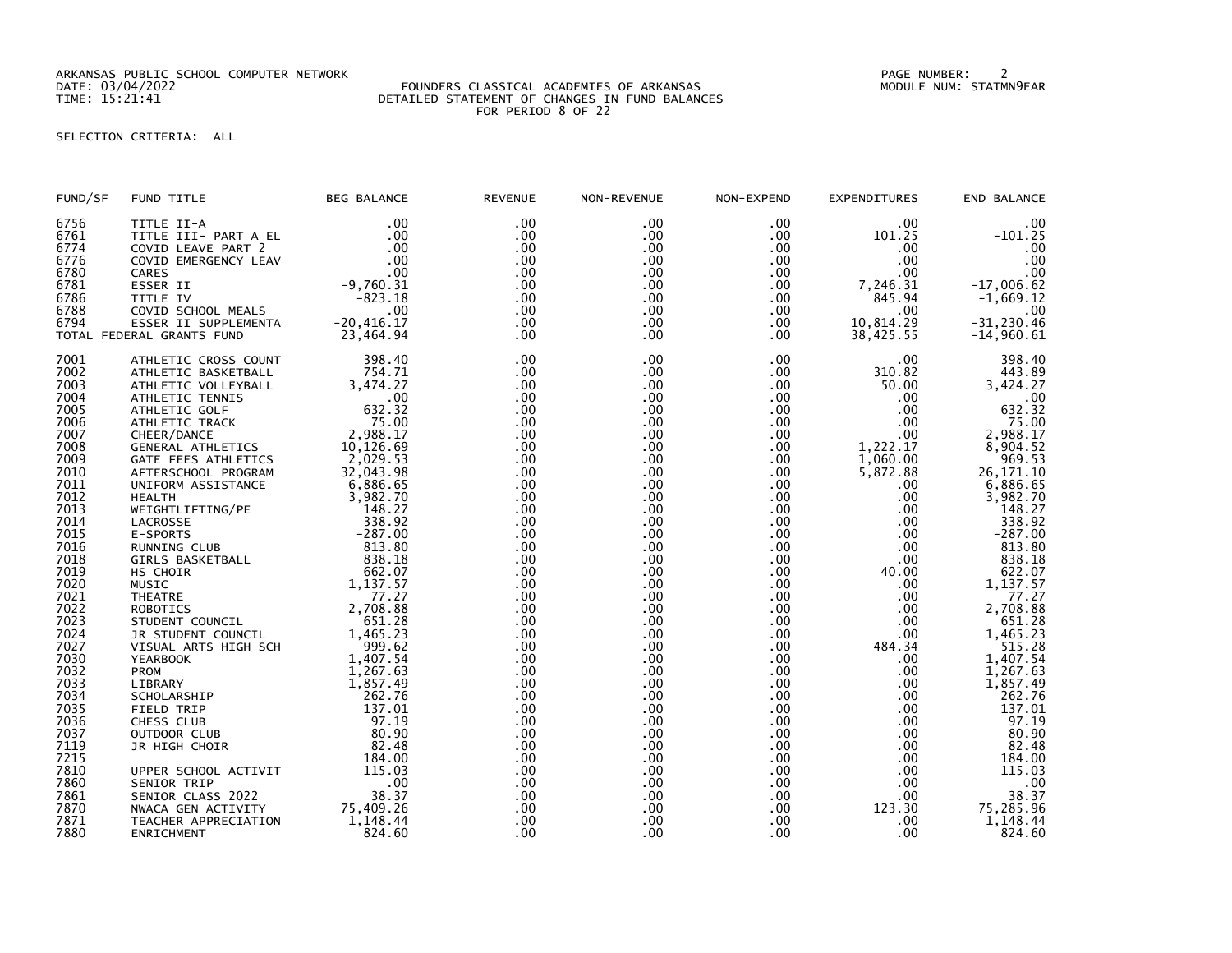ARKANSAS PUBLIC SCHOOL COMPUTER NETWORK
DATE: 03/04/2022
TIME: 15:21:41

FOUNDERS CLASSICAL ACADEMIES OF ARKANSAS
DETAILED STATEMENT OF CHANGES IN FUND BALANCES
FOR PERIOD 8 OF 22

MODULE NUM: STATMN9EAR

SELECTION CRITERIA: ALL

| FUND/SF | FUND TITLE | BEG BALANCE | REVENUE | NON-REVENUE | NON-EXPEND | EXPENDITURES | END BALANCE |
|---|---|---|---|---|---|---|---|
| 6756 | TITLE II-A | .00 | .00 | .00 | .00 | .00 | .00 |
| 6761 | TITLE III- PART A EL | .00 | .00 | .00 | .00 | 101.25 | -101.25 |
| 6774 | COVID LEAVE PART 2 | .00 | .00 | .00 | .00 | .00 | .00 |
| 6776 | COVID EMERGENCY LEAV | .00 | .00 | .00 | .00 | .00 | .00 |
| 6780 | CARES | .00 | .00 | .00 | .00 | .00 | .00 |
| 6781 | ESSER II | -9,760.31 | .00 | .00 | .00 | 7,246.31 | -17,006.62 |
| 6786 | TITLE IV | -823.18 | .00 | .00 | .00 | 845.94 | -1,669.12 |
| 6788 | COVID SCHOOL MEALS | .00 | .00 | .00 | .00 | .00 | .00 |
| 6794 | ESSER II SUPPLEMENTA | -20,416.17 | .00 | .00 | .00 | 10,814.29 | -31,230.46 |
| TOTAL FEDERAL GRANTS FUND | | 23,464.94 | .00 | .00 | .00 | 38,425.55 | -14,960.61 |
| 7001 | ATHLETIC CROSS COUNT | 398.40 | .00 | .00 | .00 | .00 | 398.40 |
| 7002 | ATHLETIC BASKETBALL | 754.71 | .00 | .00 | .00 | 310.82 | 443.89 |
| 7003 | ATHLETIC VOLLEYBALL | 3,474.27 | .00 | .00 | .00 | 50.00 | 3,424.27 |
| 7004 | ATHLETIC TENNIS | .00 | .00 | .00 | .00 | .00 | .00 |
| 7005 | ATHLETIC GOLF | 632.32 | .00 | .00 | .00 | .00 | 632.32 |
| 7006 | ATHLETIC TRACK | 75.00 | .00 | .00 | .00 | .00 | 75.00 |
| 7007 | CHEER/DANCE | 2,988.17 | .00 | .00 | .00 | .00 | 2,988.17 |
| 7008 | GENERAL ATHLETICS | 10,126.69 | .00 | .00 | .00 | 1,222.17 | 8,904.52 |
| 7009 | GATE FEES ATHLETICS | 2,029.53 | .00 | .00 | .00 | 1,060.00 | 969.53 |
| 7010 | AFTERSCHOOL PROGRAM | 32,043.98 | .00 | .00 | .00 | 5,872.88 | 26,171.10 |
| 7011 | UNIFORM ASSISTANCE | 6,886.65 | .00 | .00 | .00 | .00 | 6,886.65 |
| 7012 | HEALTH | 3,982.70 | .00 | .00 | .00 | .00 | 3,982.70 |
| 7013 | WEIGHTLIFTING/PE | 148.27 | .00 | .00 | .00 | .00 | 148.27 |
| 7014 | LACROSSE | 338.92 | .00 | .00 | .00 | .00 | 338.92 |
| 7015 | E-SPORTS | -287.00 | .00 | .00 | .00 | .00 | -287.00 |
| 7016 | RUNNING CLUB | 813.80 | .00 | .00 | .00 | .00 | 813.80 |
| 7018 | GIRLS BASKETBALL | 838.18 | .00 | .00 | .00 | .00 | 838.18 |
| 7019 | HS CHOIR | 662.07 | .00 | .00 | .00 | 40.00 | 622.07 |
| 7020 | MUSIC | 1,137.57 | .00 | .00 | .00 | .00 | 1,137.57 |
| 7021 | THEATRE | 77.27 | .00 | .00 | .00 | .00 | 77.27 |
| 7022 | ROBOTICS | 2,708.88 | .00 | .00 | .00 | .00 | 2,708.88 |
| 7023 | STUDENT COUNCIL | 651.28 | .00 | .00 | .00 | .00 | 651.28 |
| 7024 | JR STUDENT COUNCIL | 1,465.23 | .00 | .00 | .00 | .00 | 1,465.23 |
| 7027 | VISUAL ARTS HIGH SCH | 999.62 | .00 | .00 | .00 | 484.34 | 515.28 |
| 7030 | YEARBOOK | 1,407.54 | .00 | .00 | .00 | .00 | 1,407.54 |
| 7032 | PROM | 1,267.63 | .00 | .00 | .00 | .00 | 1,267.63 |
| 7033 | LIBRARY | 1,857.49 | .00 | .00 | .00 | .00 | 1,857.49 |
| 7034 | SCHOLARSHIP | 262.76 | .00 | .00 | .00 | .00 | 262.76 |
| 7035 | FIELD TRIP | 137.01 | .00 | .00 | .00 | .00 | 137.01 |
| 7036 | CHESS CLUB | 97.19 | .00 | .00 | .00 | .00 | 97.19 |
| 7037 | OUTDOOR CLUB | 80.90 | .00 | .00 | .00 | .00 | 80.90 |
| 7119 | JR HIGH CHOIR | 82.48 | .00 | .00 | .00 | .00 | 82.48 |
| 7215 | | 184.00 | .00 | .00 | .00 | .00 | 184.00 |
| 7810 | UPPER SCHOOL ACTIVIT | 115.03 | .00 | .00 | .00 | .00 | 115.03 |
| 7860 | SENIOR TRIP | .00 | .00 | .00 | .00 | .00 | .00 |
| 7861 | SENIOR CLASS 2022 | 38.37 | .00 | .00 | .00 | .00 | 38.37 |
| 7870 | NWACA GEN ACTIVITY | 75,409.26 | .00 | .00 | .00 | 123.30 | 75,285.96 |
| 7871 | TEACHER APPRECIATION | 1,148.44 | .00 | .00 | .00 | .00 | 1,148.44 |
| 7880 | ENRICHMENT | 824.60 | .00 | .00 | .00 | .00 | 824.60 |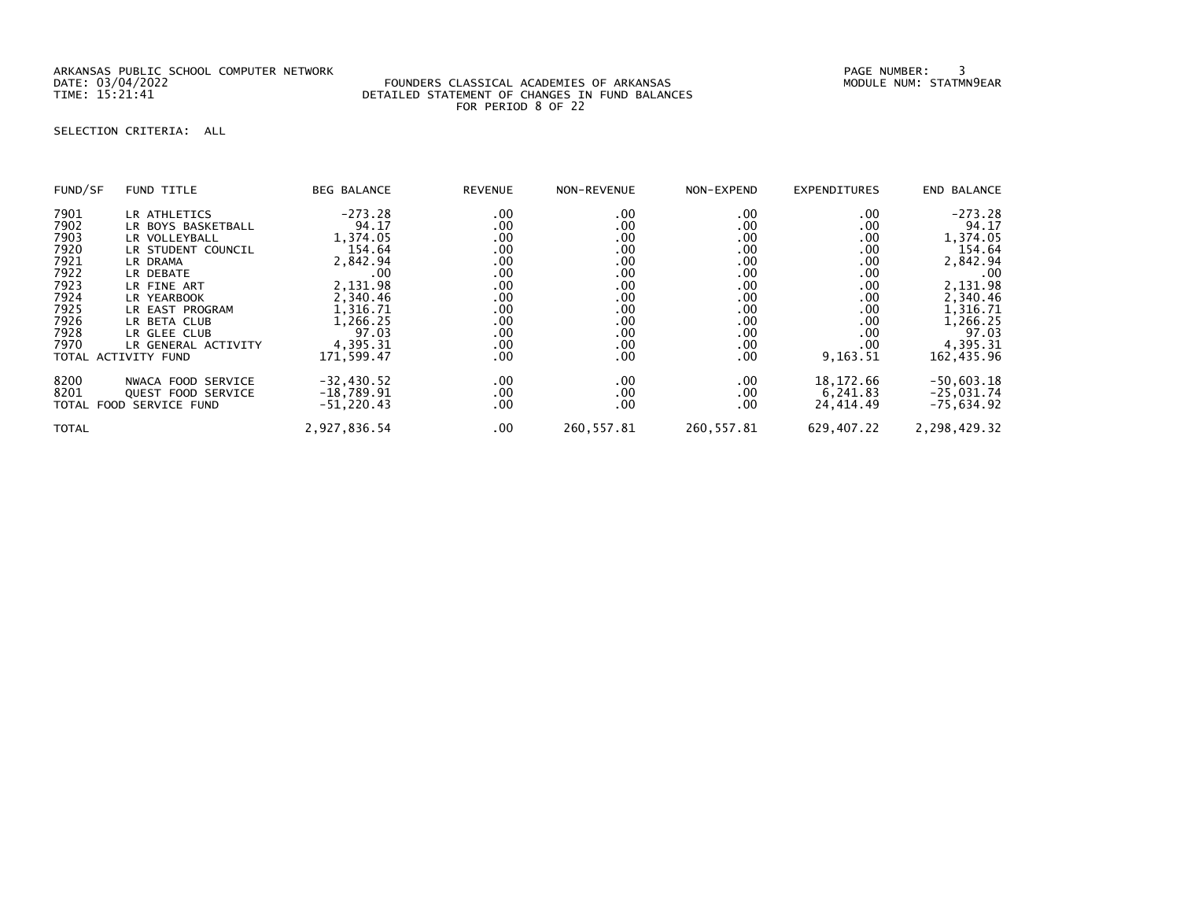ARKANSAS PUBLIC SCHOOL COMPUTER NETWORK
DATE: 03/04/2022
TIME: 15:21:41

FOUNDERS CLASSICAL ACADEMIES OF ARKANSAS
DETAILED STATEMENT OF CHANGES IN FUND BALANCES
FOR PERIOD 8 OF 22

PAGE NUMBER: 3
MODULE NUM: STATMN9EAR

SELECTION CRITERIA: ALL

| FUND/SF | FUND TITLE | BEG BALANCE | REVENUE | NON-REVENUE | NON-EXPEND | EXPENDITURES | END BALANCE |
|---|---|---|---|---|---|---|---|
| 7901 | LR ATHLETICS | -273.28 | .00 | .00 | .00 | .00 | -273.28 |
| 7902 | LR BOYS BASKETBALL | 94.17 | .00 | .00 | .00 | .00 | 94.17 |
| 7903 | LR VOLLEYBALL | 1,374.05 | .00 | .00 | .00 | .00 | 1,374.05 |
| 7920 | LR STUDENT COUNCIL | 154.64 | .00 | .00 | .00 | .00 | 154.64 |
| 7921 | LR DRAMA | 2,842.94 | .00 | .00 | .00 | .00 | 2,842.94 |
| 7922 | LR DEBATE | .00 | .00 | .00 | .00 | .00 | .00 |
| 7923 | LR FINE ART | 2,131.98 | .00 | .00 | .00 | .00 | 2,131.98 |
| 7924 | LR YEARBOOK | 2,340.46 | .00 | .00 | .00 | .00 | 2,340.46 |
| 7925 | LR EAST PROGRAM | 1,316.71 | .00 | .00 | .00 | .00 | 1,316.71 |
| 7926 | LR BETA CLUB | 1,266.25 | .00 | .00 | .00 | .00 | 1,266.25 |
| 7928 | LR GLEE CLUB | 97.03 | .00 | .00 | .00 | .00 | 97.03 |
| 7970 | LR GENERAL ACTIVITY | 4,395.31 | .00 | .00 | .00 | .00 | 4,395.31 |
| TOTAL ACTIVITY FUND | | 171,599.47 | .00 | .00 | .00 | 9,163.51 | 162,435.96 |
| 8200 | NWACA FOOD SERVICE | -32,430.52 | .00 | .00 | .00 | 18,172.66 | -50,603.18 |
| 8201 | QUEST FOOD SERVICE | -18,789.91 | .00 | .00 | .00 | 6,241.83 | -25,031.74 |
| TOTAL FOOD SERVICE FUND | | -51,220.43 | .00 | .00 | .00 | 24,414.49 | -75,634.92 |
| TOTAL | | 2,927,836.54 | .00 | 260,557.81 | 260,557.81 | 629,407.22 | 2,298,429.32 |